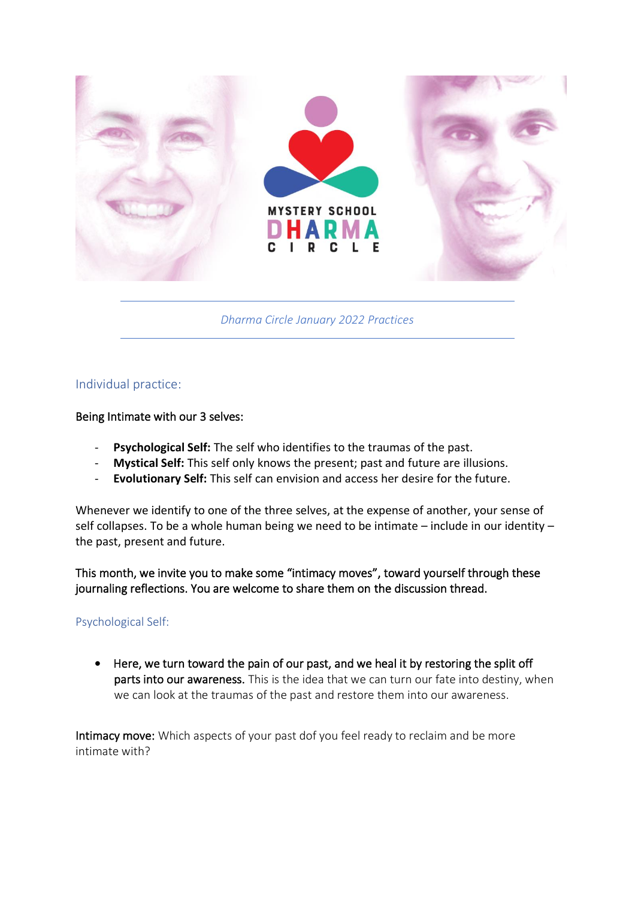MYSTERY SCHOOL

DHARMA CIRCLE

*Dharma Circle January 2022 Practices*

## Individual practice:

Being Intimate with our 3 selves:

- **Psychological Self:** The self who identifies to the traumas of the past.
- **Mystical Self:** This self only knows the present; past and future are illusions.
- **Evolutionary Self:** This self can envision and access her desire for the future.

Whenever we identify to one of the three selves, at the expense of another, your sense of self collapses. To be a whole human being we need to be intimate – include in our identity – the past, present and future.

This month, we invite you to make some "intimacy moves", toward yourself through these journaling reflections. You are welcome to share them on the discussion thread.

### Psychological Self:

- Here, we turn toward the pain of our past, and we heal it by restoring the split off parts into our awareness. This is the idea that we can turn our fate into destiny, when we can look at the traumas of the past and restore them into our awareness.

Intimacy move: Which aspects of your past dof you feel ready to reclaim and be more intimate with?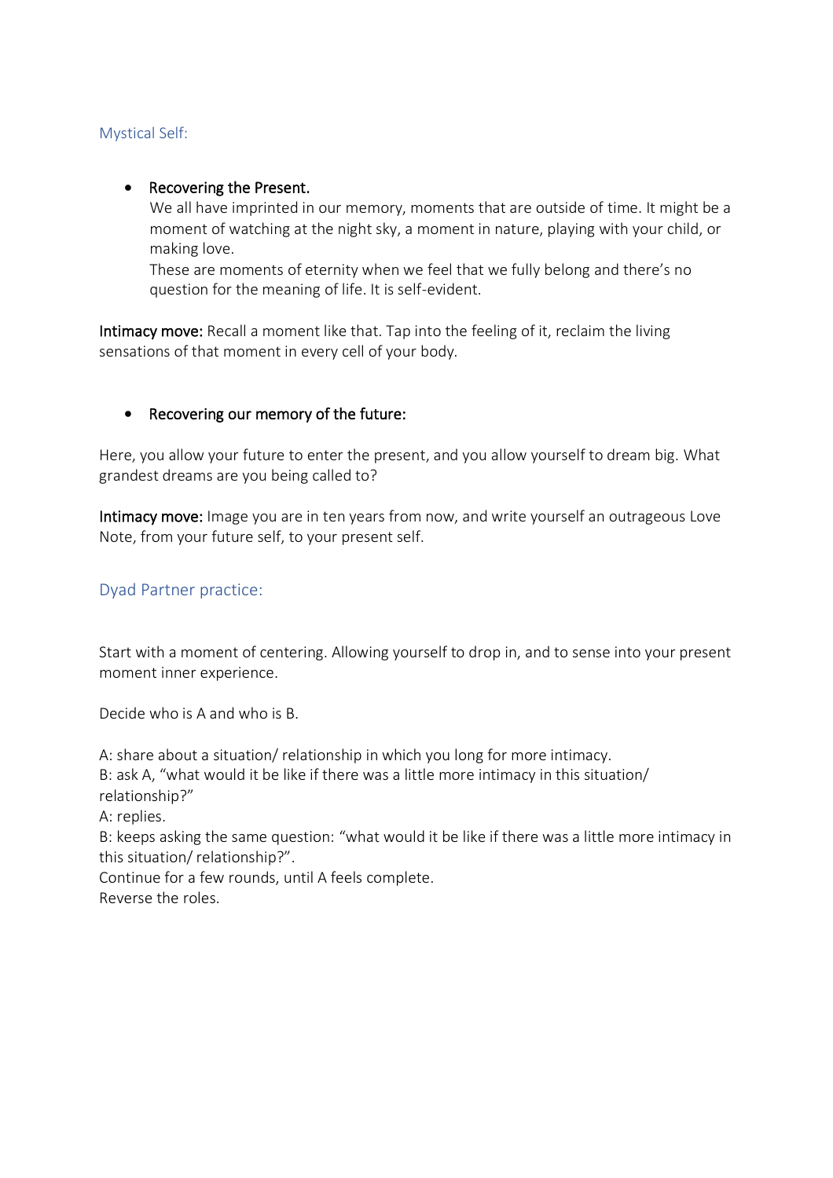## Mystical Self:

- **Recovering the Present.**

  We all have imprinted in our memory, moments that are outside of time. It might be a moment of watching at the night sky, a moment in nature, playing with your child, or making love.

  These are moments of eternity when we feel that we fully belong and there's no question for the meaning of life. It is self-evident.

**Intimacy move:** Recall a moment like that. Tap into the feeling of it, reclaim the living sensations of that moment in every cell of your body.

- **Recovering our memory of the future:**

Here, you allow your future to enter the present, and you allow yourself to dream big. What grandest dreams are you being called to?

**Intimacy move:** Image you are in ten years from now, and write yourself an outrageous Love Note, from your future self, to your present self.

## Dyad Partner practice:

Start with a moment of centering. Allowing yourself to drop in, and to sense into your present moment inner experience.

Decide who is A and who is B.

A: share about a situation/ relationship in which you long for more intimacy.
B: ask A, "what would it be like if there was a little more intimacy in this situation/ relationship?"
A: replies.
B: keeps asking the same question: "what would it be like if there was a little more intimacy in this situation/ relationship?".
Continue for a few rounds, until A feels complete.
Reverse the roles.